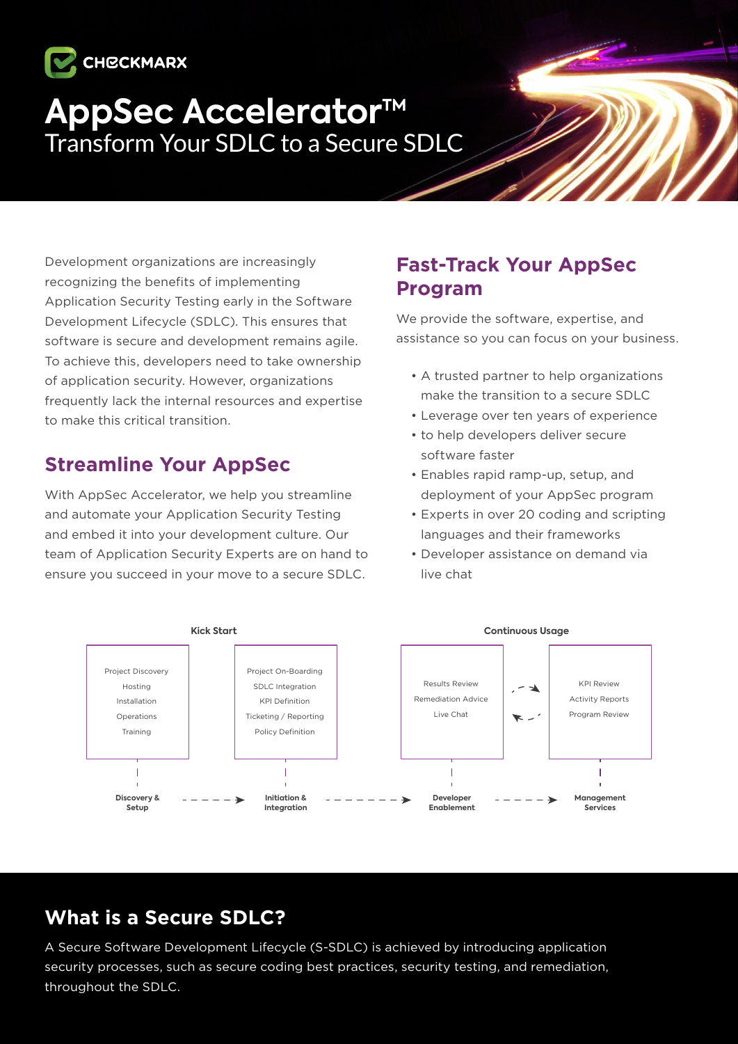CHECKMARX

# AppSec Accelerator™

Transform Your SDLC to a Secure SDLC

Development organizations are increasingly recognizing the benefits of implementing Application Security Testing early in the Software Development Lifecycle (SDLC). This ensures that software is secure and development remains agile. To achieve this, developers need to take ownership of application security. However, organizations frequently lack the internal resources and expertise to make this critical transition.

## Streamline Your AppSec

With AppSec Accelerator, we help you streamline and automate your Application Security Testing and embed it into your development culture. Our team of Application Security Experts are on hand to ensure you succeed in your move to a secure SDLC.

## Fast-Track Your AppSec Program

We provide the software, expertise, and assistance so you can focus on your business.

- A trusted partner to help organizations make the transition to a secure SDLC
- Leverage over ten years of experience
- to help developers deliver secure software faster
- Enables rapid ramp-up, setup, and deployment of your AppSec program
- Experts in over 20 coding and scripting languages and their frameworks
- Developer assistance on demand via live chat

**Kick Start**

| Discovery & Setup | Initiation & Integration |
|---|---|
| Project Discovery | Project On-Boarding |
| Hosting | SDLC Integration |
| Installation | KPI Definition |
| Operations | Ticketing / Reporting |
| Training | Policy Definition |

**Continuous Usage**

| Developer Enablement | Management Services |
|---|---|
| Results Review | KPI Review |
| Remediation Advice | Activity Reports |
| Live Chat | Program Review |

Discovery & Setup → Initiation & Integration → Developer Enablement → Management Services

## What is a Secure SDLC?

A Secure Software Development Lifecycle (S-SDLC) is achieved by introducing application security processes, such as secure coding best practices, security testing, and remediation, throughout the SDLC.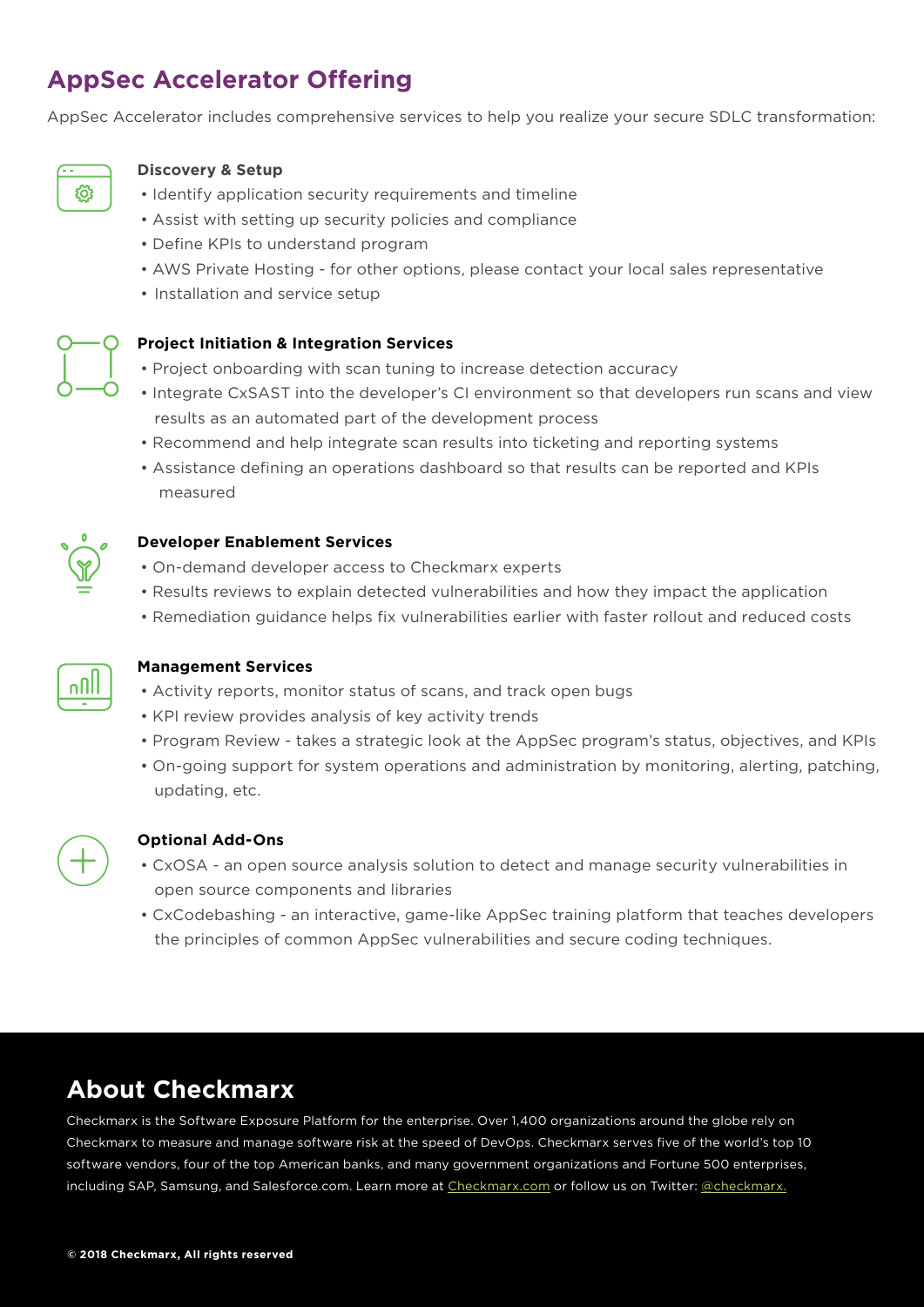## AppSec Accelerator Offering

AppSec Accelerator includes comprehensive services to help you realize your secure SDLC transformation:

### Discovery & Setup

- Identify application security requirements and timeline
- Assist with setting up security policies and compliance
- Define KPIs to understand program
- AWS Private Hosting - for other options, please contact your local sales representative
- Installation and service setup

### Project Initiation & Integration Services

- Project onboarding with scan tuning to increase detection accuracy
- Integrate CxSAST into the developer's CI environment so that developers run scans and view results as an automated part of the development process
- Recommend and help integrate scan results into ticketing and reporting systems
- Assistance defining an operations dashboard so that results can be reported and KPIs measured

### Developer Enablement Services

- On-demand developer access to Checkmarx experts
- Results reviews to explain detected vulnerabilities and how they impact the application
- Remediation guidance helps fix vulnerabilities earlier with faster rollout and reduced costs

### Management Services

- Activity reports, monitor status of scans, and track open bugs
- KPI review provides analysis of key activity trends
- Program Review - takes a strategic look at the AppSec program's status, objectives, and KPIs
- On-going support for system operations and administration by monitoring, alerting, patching, updating, etc.

### Optional Add-Ons

- CxOSA - an open source analysis solution to detect and manage security vulnerabilities in open source components and libraries
- CxCodebashing - an interactive, game-like AppSec training platform that teaches developers the principles of common AppSec vulnerabilities and secure coding techniques.

## About Checkmarx

Checkmarx is the Software Exposure Platform for the enterprise. Over 1,400 organizations around the globe rely on Checkmarx to measure and manage software risk at the speed of DevOps. Checkmarx serves five of the world's top 10 software vendors, four of the top American banks, and many government organizations and Fortune 500 enterprises, including SAP, Samsung, and Salesforce.com. Learn more at Checkmarx.com or follow us on Twitter: @checkmarx.

**© 2018 Checkmarx, All rights reserved**